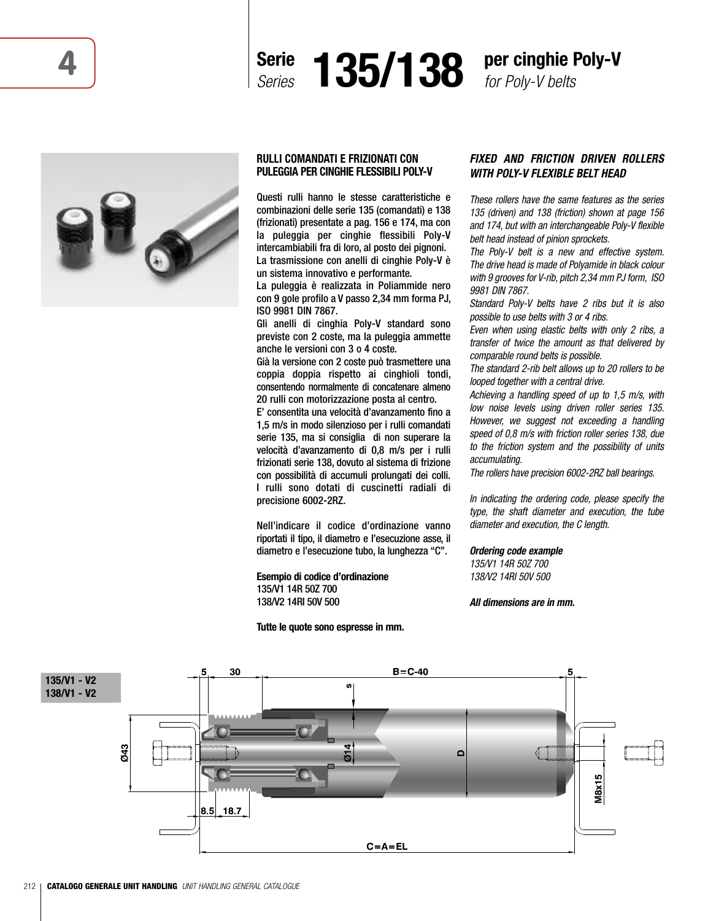4

# Serie 135/138 per cinghie Poly-V

*Series 135/138 for Poly-V belts*

## RULLI COMANDATI E FRIZIONATI CON PULEGGIA PER CINGHIE FLESSIBILI POLY-V

Questi rulli hanno le stesse caratteristiche e combinazioni delle serie 135 (comandati) e 138 (frizionati) presentate a pag. 156 e 174, ma con la puleggia per cinghie flessibili Poly-V intercambiabili fra di loro, al posto dei pignoni.
La trasmissione con anelli di cinghie Poly-V è un sistema innovativo e performante.
La puleggia è realizzata in Poliammide nero con 9 gole profilo a V passo 2,34 mm forma PJ, ISO 9981 DIN 7867.
Gli anelli di cinghia Poly-V standard sono previste con 2 coste, ma la puleggia ammette anche le versioni con 3 o 4 coste.
Già la versione con 2 coste può trasmettere una coppia doppia rispetto ai cinghioli tondi, consentendo normalmente di concatenare almeno 20 rulli con motorizzazione posta al centro.
E' consentita una velocità d'avanzamento fino a 1,5 m/s in modo silenzioso per i rulli comandati serie 135, ma si consiglia di non superare la velocità d'avanzamento di 0,8 m/s per i rulli frizionati serie 138, dovuto al sistema di frizione con possibilità di accumuli prolungati dei colli. I rulli sono dotati di cuscinetti radiali di precisione 6002-2RZ.

Nell'indicare il codice d'ordinazione vanno riportati il tipo, il diametro e l'esecuzione asse, il diametro e l'esecuzione tubo, la lunghezza "C".

**Esempio di codice d'ordinazione**
135/V1 14R 50Z 700
138/V2 14RI 50V 500

**Tutte le quote sono espresse in mm.**

## *FIXED AND FRICTION DRIVEN ROLLERS WITH POLY-V FLEXIBLE BELT HEAD*

*These rollers have the same features as the series 135 (driven) and 138 (friction) shown at page 156 and 174, but with an interchangeable Poly-V flexible belt head instead of pinion sprockets.*
*The Poly-V belt is a new and effective system. The drive head is made of Polyamide in black colour with 9 grooves for V-rib, pitch 2,34 mm PJ form, ISO 9981 DIN 7867.*
*Standard Poly-V belts have 2 ribs but it is also possible to use belts with 3 or 4 ribs.*
*Even when using elastic belts with only 2 ribs, a transfer of twice the amount as that delivered by comparable round belts is possible.*
*The standard 2-rib belt allows up to 20 rollers to be looped together with a central drive.*
*Achieving a handling speed of up to 1,5 m/s, with low noise levels using driven roller series 135. However, we suggest not exceeding a handling speed of 0,8 m/s with friction roller series 138, due to the friction system and the possibility of units accumulating.*
*The rollers have precision 6002-2RZ ball bearings.*

*In indicating the ordering code, please specify the type, the shaft diameter and execution, the tube diameter and execution, the C length.*

***Ordering code example***
*135/V1 14R 50Z 700*
*138/V2 14RI 50V 500*

***All dimensions are in mm.***

**135/V1 - V2**
**138/V1 - V2**

5 | 30 | B=C-40 | 5 | s | Ø43 | Ø14 | D | M8x15 | 8.5 | 18.7 | C=A=EL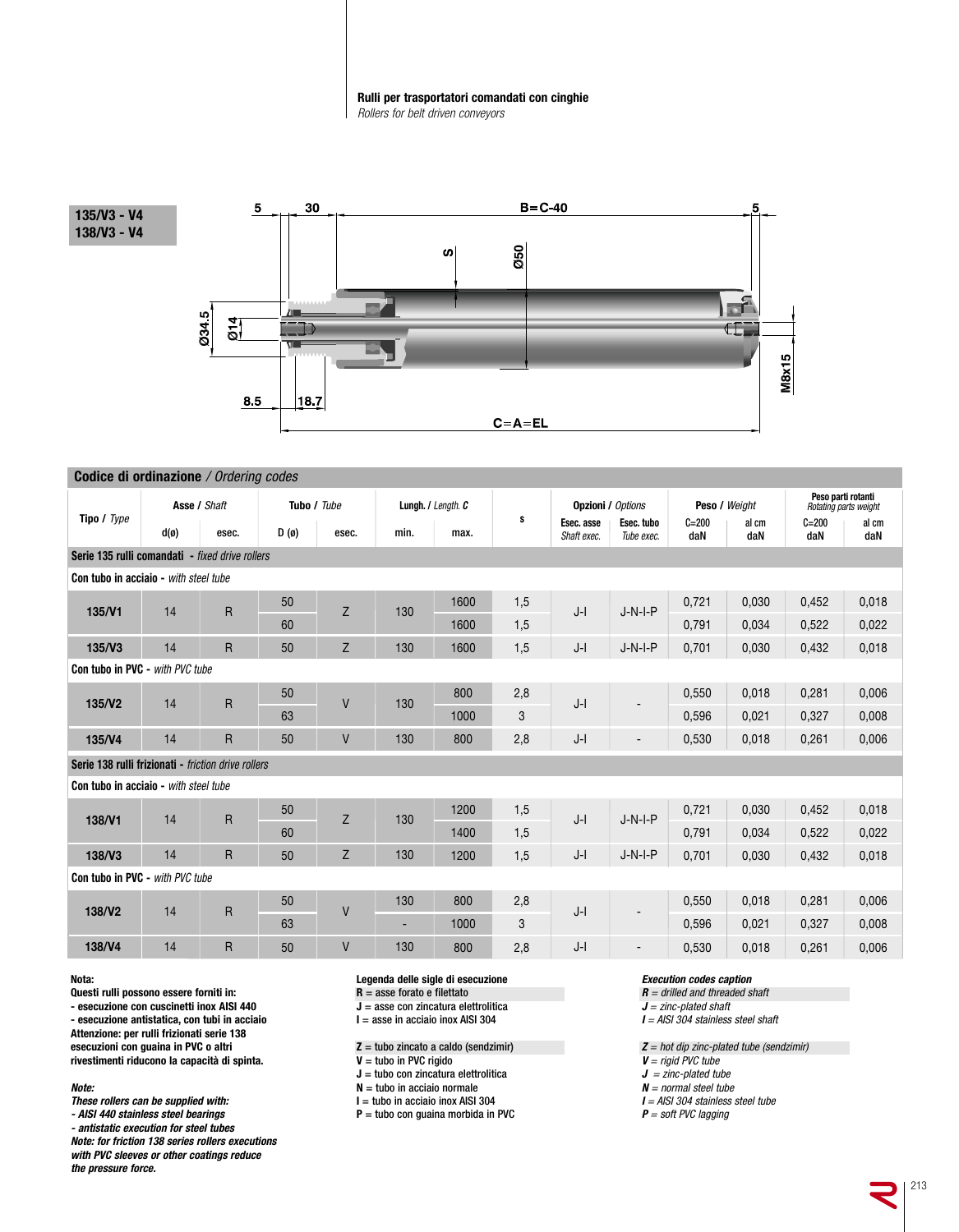**Rulli per trasportatori comandati con cinghie**
*Rollers for belt driven conveyors*

**135/V3 - V4**
**138/V3 - V4**

5 | 30 | B=C-40 | 5

S | Ø50

Ø34.5 | Ø14 | M8x15

8.5 | 18.7

C=A=EL

## Codice di ordinazione / *Ordering codes*

| Tipo / *Type* | Asse / *Shaft* | | Tubo / *Tube* | | Lungh. / *Length.* C | | s | Opzioni / *Options* | | Peso / *Weight* | | Peso parti rotanti *Rotating parts weight* | |
|---|---|---|---|---|---|---|---|---|---|---|---|---|---|
| | d(ø) | esec. | D (ø) | esec. | min. | max. | | Esec. asse *Shaft exec.* | Esec. tubo *Tube exec.* | C=200 daN | al cm daN | C=200 daN | al cm daN |
| **Serie 135 rulli comandati** - *fixed drive rollers* | | | | | | | | | | | | | |
| **Con tubo in acciaio** - *with steel tube* | | | | | | | | | | | | | |
| **135/V1** | 14 | R | 50 | Z | 130 | 1600 | 1,5 | J-I | J-N-I-P | 0,721 | 0,030 | 0,452 | 0,018 |
| | | | 60 | | | 1600 | 1,5 | | | 0,791 | 0,034 | 0,522 | 0,022 |
| **135/V3** | 14 | R | 50 | Z | 130 | 1600 | 1,5 | J-I | J-N-I-P | 0,701 | 0,030 | 0,432 | 0,018 |
| **Con tubo in PVC** - *with PVC tube* | | | | | | | | | | | | | |
| **135/V2** | 14 | R | 50 | V | 130 | 800 | 2,8 | J-I | - | 0,550 | 0,018 | 0,281 | 0,006 |
| | | | 63 | | | 1000 | 3 | | | 0,596 | 0,021 | 0,327 | 0,008 |
| **135/V4** | 14 | R | 50 | V | 130 | 800 | 2,8 | J-I | - | 0,530 | 0,018 | 0,261 | 0,006 |
| **Serie 138 rulli frizionati** - *friction drive rollers* | | | | | | | | | | | | | |
| **Con tubo in acciaio** - *with steel tube* | | | | | | | | | | | | | |
| **138/V1** | 14 | R | 50 | Z | 130 | 1200 | 1,5 | J-I | J-N-I-P | 0,721 | 0,030 | 0,452 | 0,018 |
| | | | 60 | | | 1400 | 1,5 | | | 0,791 | 0,034 | 0,522 | 0,022 |
| **138/V3** | 14 | R | 50 | Z | 130 | 1200 | 1,5 | J-I | J-N-I-P | 0,701 | 0,030 | 0,432 | 0,018 |
| **Con tubo in PVC** - *with PVC tube* | | | | | | | | | | | | | |
| **138/V2** | 14 | R | 50 | V | 130 | 800 | 2,8 | J-I | - | 0,550 | 0,018 | 0,281 | 0,006 |
| | | | 63 | | - | 1000 | 3 | | | 0,596 | 0,021 | 0,327 | 0,008 |
| **138/V4** | 14 | R | 50 | V | 130 | 800 | 2,8 | J-I | - | 0,530 | 0,018 | 0,261 | 0,006 |

**Nota:**
**Questi rulli possono essere forniti in:**
**- esecuzione con cuscinetti inox AISI 440**
**- esecuzione antistatica, con tubi in acciaio**
**Attenzione: per rulli frizionati serie 138 esecuzioni con guaina in PVC o altri rivestimenti riducono la capacità di spinta.**

***Note:***
***These rollers can be supplied with:***
***- AISI 440 stainless steel bearings***
***- antistatic execution for steel tubes***
***Note: for friction 138 series rollers executions with PVC sleeves or other coatings reduce the pressure force.***

**Legenda delle sigle di esecuzione**
**R** = asse forato e filettato
**J** = asse con zincatura elettrolitica
**I** = asse in acciaio inox AISI 304

**Z** = tubo zincato a caldo (sendzimir)
**V** = tubo in PVC rigido
**J** = tubo con zincatura elettrolitica
**N** = tubo in acciaio normale
**I** = tubo in acciaio inox AISI 304
**P** = tubo con guaina morbida in PVC

***Execution codes caption***
***R** = drilled and threaded shaft*
***J** = zinc-plated shaft*
***I** = AISI 304 stainless steel shaft*

***Z** = hot dip zinc-plated tube (sendzimir)*
***V** = rigid PVC tube*
***J** = zinc-plated tube*
***N** = normal steel tube*
***I** = AISI 304 stainless steel tube*
***P** = soft PVC lagging*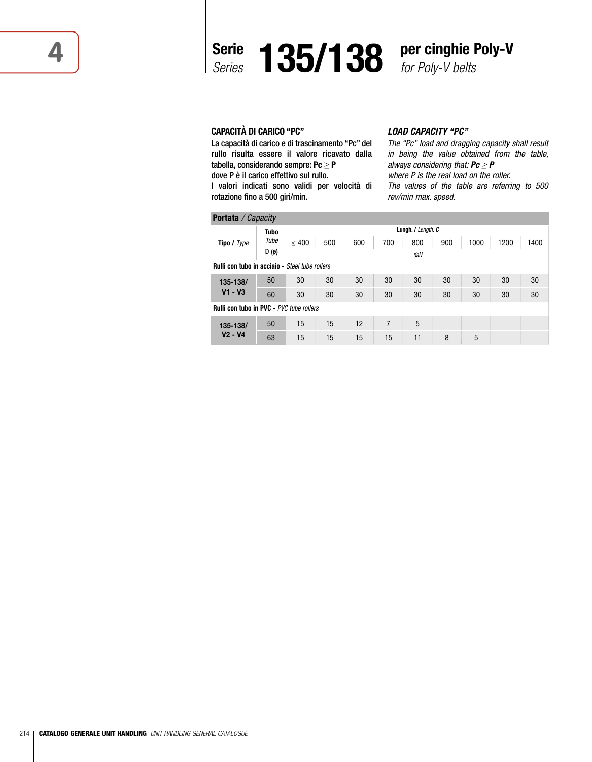# Serie *Series* 135/138 per cinghie Poly-V *for Poly-V belts*

**CAPACITÀ DI CARICO “PC”**

La capacità di carico e di trascinamento “Pc” del rullo risulta essere il valore ricavato dalla tabella, considerando sempre: **Pc** ≥ **P**
dove P è il carico effettivo sul rullo.
I valori indicati sono validi per velocità di rotazione fino a 500 giri/min.

***LOAD CAPACITY “PC”***

*The “Pc” load and dragging capacity shall result in being the value obtained from the table, always considering that:* ***Pc*** *≥* ***P***
*where P is the real load on the roller.*
*The values of the table are referring to 500 rev/min max. speed.*

**Portata** / *Capacity*

| Tipo / *Type* | Tubo *Tube* D (ø) | Lungh. / *Length.* **C** (*daN*) ≤ 400 | 500 | 600 | 700 | 800 | 900 | 1000 | 1200 | 1400 |
|---|---|---|---|---|---|---|---|---|---|---|
| **Rulli con tubo in acciaio** - *Steel tube rollers* | | | | | | | | | | |
| 135-138/ V1 - V3 | 50 | 30 | 30 | 30 | 30 | 30 | 30 | 30 | 30 | 30 |
| | 60 | 30 | 30 | 30 | 30 | 30 | 30 | 30 | 30 | 30 |
| **Rulli con tubo in PVC** - *PVC tube rollers* | | | | | | | | | | |
| 135-138/ V2 - V4 | 50 | 15 | 15 | 12 | 7 | 5 | | | | |
| | 63 | 15 | 15 | 15 | 15 | 11 | 8 | 5 | | |